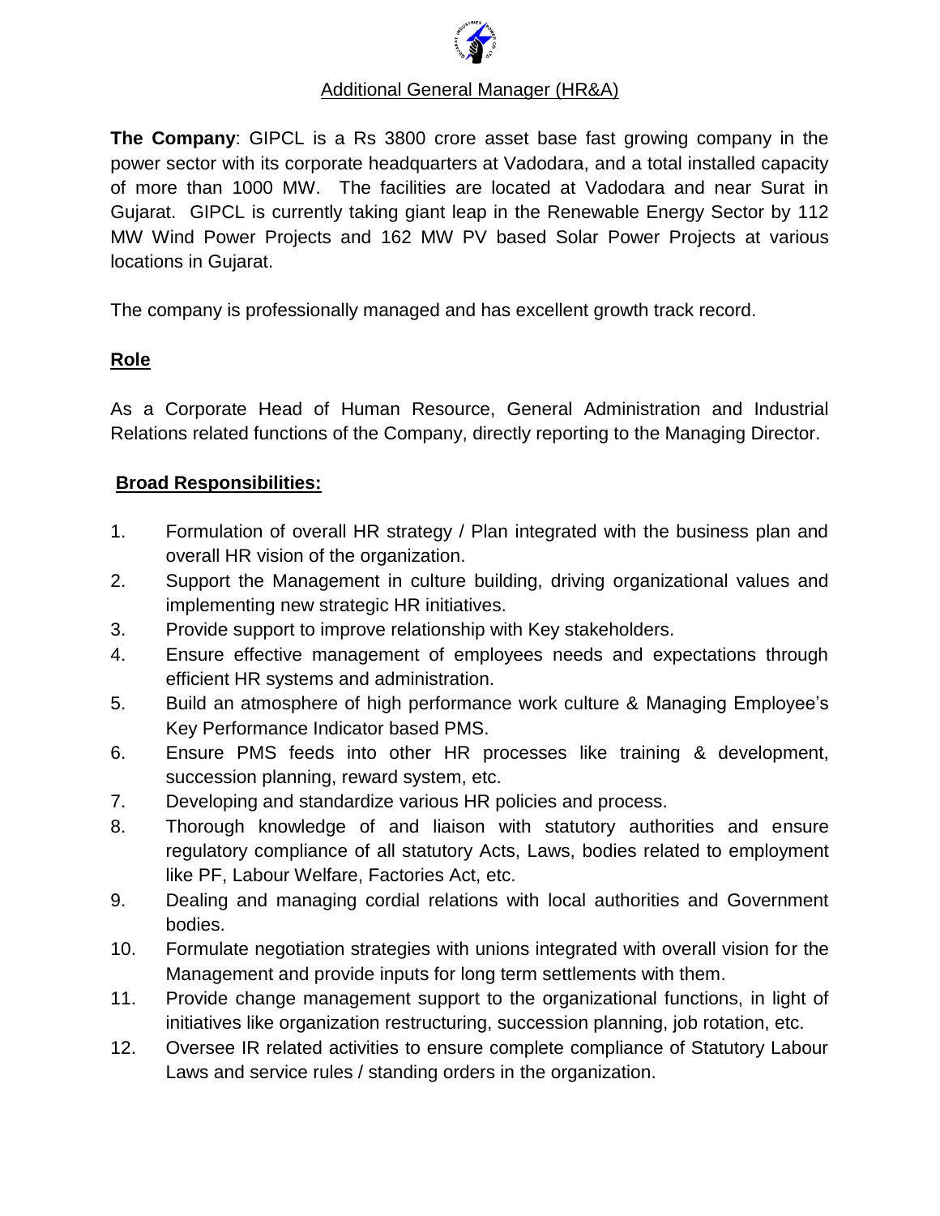# Additional General Manager (HR&A)

**The Company**: GIPCL is a Rs 3800 crore asset base fast growing company in the power sector with its corporate headquarters at Vadodara, and a total installed capacity of more than 1000 MW. The facilities are located at Vadodara and near Surat in Gujarat. GIPCL is currently taking giant leap in the Renewable Energy Sector by 112 MW Wind Power Projects and 162 MW PV based Solar Power Projects at various locations in Gujarat.

The company is professionally managed and has excellent growth track record.

## Role

As a Corporate Head of Human Resource, General Administration and Industrial Relations related functions of the Company, directly reporting to the Managing Director.

## Broad Responsibilities:

1. Formulation of overall HR strategy / Plan integrated with the business plan and overall HR vision of the organization.
2. Support the Management in culture building, driving organizational values and implementing new strategic HR initiatives.
3. Provide support to improve relationship with Key stakeholders.
4. Ensure effective management of employees needs and expectations through efficient HR systems and administration.
5. Build an atmosphere of high performance work culture & Managing Employee's Key Performance Indicator based PMS.
6. Ensure PMS feeds into other HR processes like training & development, succession planning, reward system, etc.
7. Developing and standardize various HR policies and process.
8. Thorough knowledge of and liaison with statutory authorities and ensure regulatory compliance of all statutory Acts, Laws, bodies related to employment like PF, Labour Welfare, Factories Act, etc.
9. Dealing and managing cordial relations with local authorities and Government bodies.
10. Formulate negotiation strategies with unions integrated with overall vision for the Management and provide inputs for long term settlements with them.
11. Provide change management support to the organizational functions, in light of initiatives like organization restructuring, succession planning, job rotation, etc.
12. Oversee IR related activities to ensure complete compliance of Statutory Labour Laws and service rules / standing orders in the organization.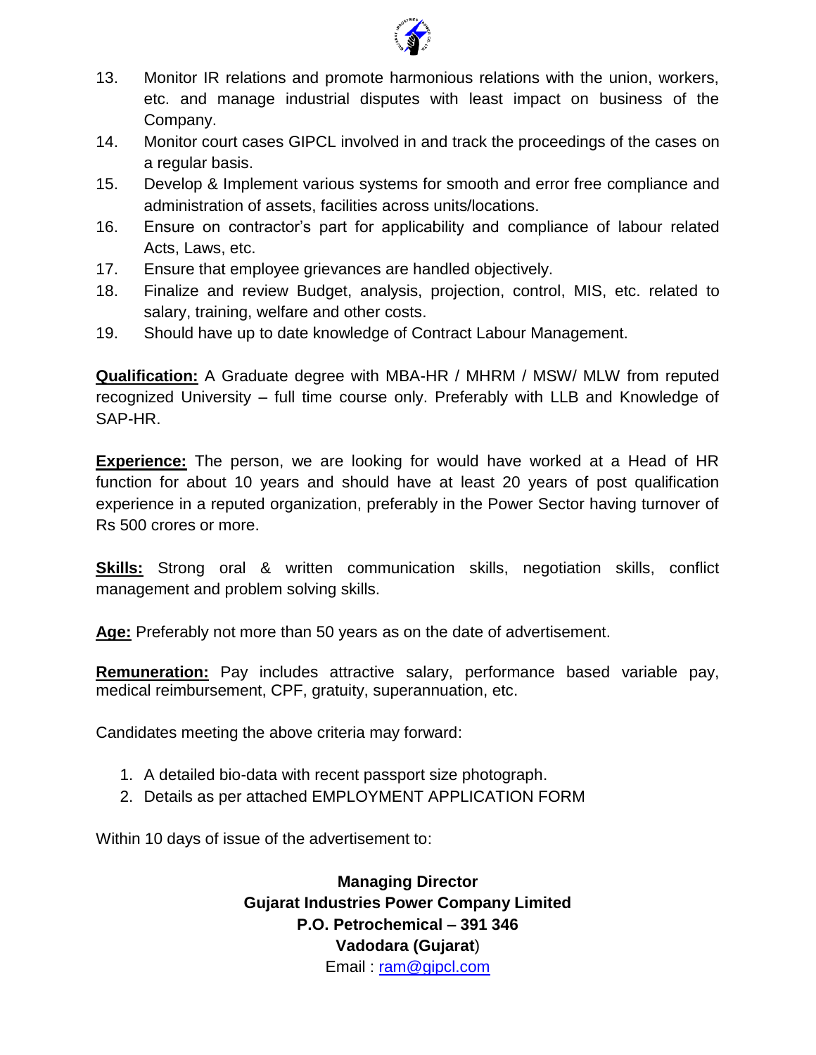13. Monitor IR relations and promote harmonious relations with the union, workers, etc. and manage industrial disputes with least impact on business of the Company.
14. Monitor court cases GIPCL involved in and track the proceedings of the cases on a regular basis.
15. Develop & Implement various systems for smooth and error free compliance and administration of assets, facilities across units/locations.
16. Ensure on contractor's part for applicability and compliance of labour related Acts, Laws, etc.
17. Ensure that employee grievances are handled objectively.
18. Finalize and review Budget, analysis, projection, control, MIS, etc. related to salary, training, welfare and other costs.
19. Should have up to date knowledge of Contract Labour Management.

**Qualification:** A Graduate degree with MBA-HR / MHRM / MSW/ MLW from reputed recognized University – full time course only. Preferably with LLB and Knowledge of SAP-HR.

**Experience:** The person, we are looking for would have worked at a Head of HR function for about 10 years and should have at least 20 years of post qualification experience in a reputed organization, preferably in the Power Sector having turnover of Rs 500 crores or more.

**Skills:** Strong oral & written communication skills, negotiation skills, conflict management and problem solving skills.

**Age:** Preferably not more than 50 years as on the date of advertisement.

**Remuneration:** Pay includes attractive salary, performance based variable pay, medical reimbursement, CPF, gratuity, superannuation, etc.

Candidates meeting the above criteria may forward:

1. A detailed bio-data with recent passport size photograph.
2. Details as per attached EMPLOYMENT APPLICATION FORM

Within 10 days of issue of the advertisement to:

**Managing Director**
**Gujarat Industries Power Company Limited**
**P.O. Petrochemical – 391 346**
**Vadodara (Gujarat)**
Email : ram@gipcl.com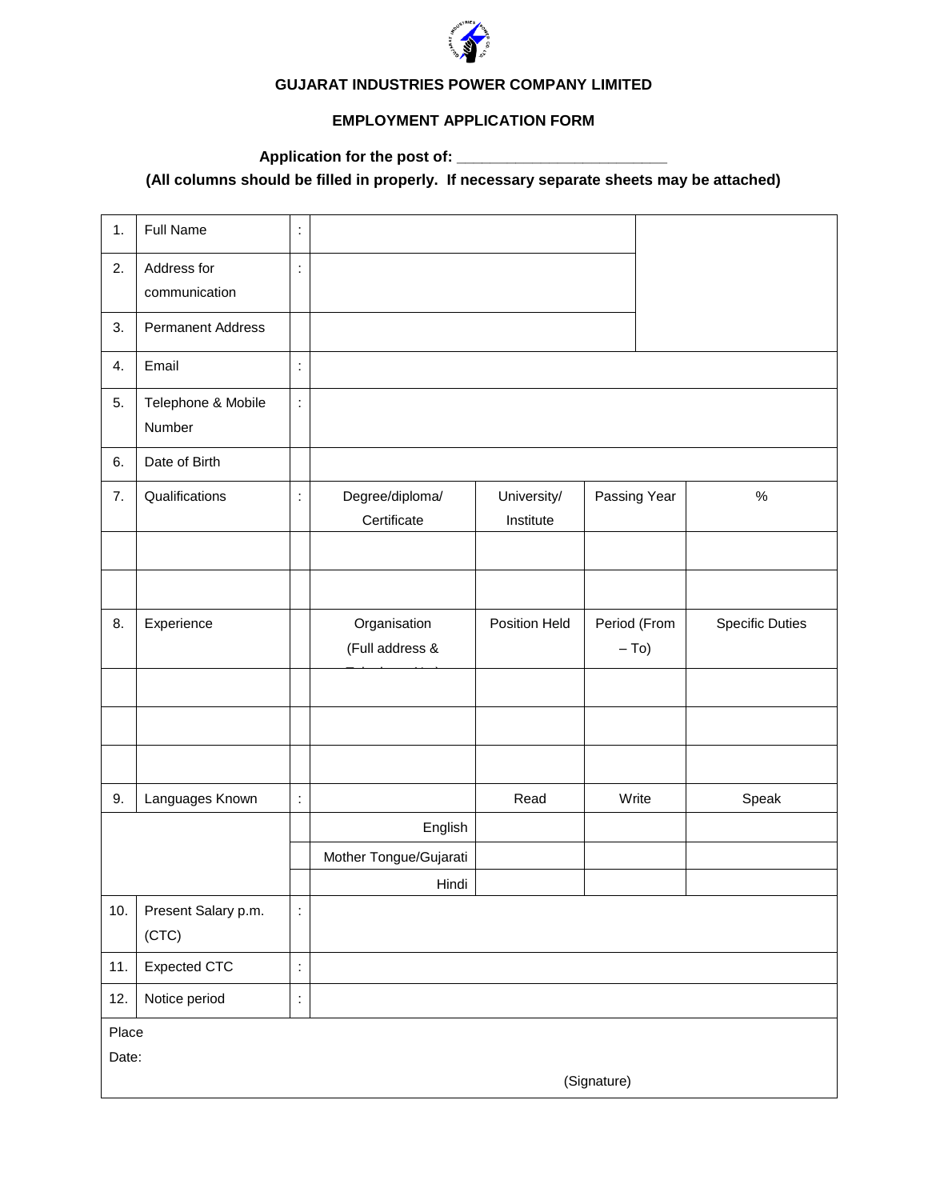### GUJARAT INDUSTRIES POWER COMPANY LIMITED

### EMPLOYMENT APPLICATION FORM

**Application for the post of: ________________________**

**(All columns should be filled in properly. If necessary separate sheets may be attached)**

| | | | | | | |
|---|---|---|---|---|---|---|
| 1. | Full Name | : | | | | |
| 2. | Address for communication | : | | | | |
| 3. | Permanent Address | | | | | |
| 4. | Email | : | | | | |
| 5. | Telephone & Mobile Number | : | | | | |
| 6. | Date of Birth | | | | | |
| 7. | Qualifications | : | Degree/diploma/ Certificate | University/ Institute | Passing Year | % |
| | | | | | | |
| | | | | | | |
| 8. | Experience | | Organisation (Full address & | Position Held | Period (From – To) | Specific Duties |
| | | | | | | |
| | | | | | | |
| | | | | | | |
| 9. | Languages Known | : | | Read | Write | Speak |
| | | | English | | | |
| | | | Mother Tongue/Gujarati | | | |
| | | | Hindi | | | |
| 10. | Present Salary p.m. (CTC) | : | | | | |
| 11. | Expected CTC | : | | | | |
| 12. | Notice period | : | | | | |

Place

Date:

(Signature)